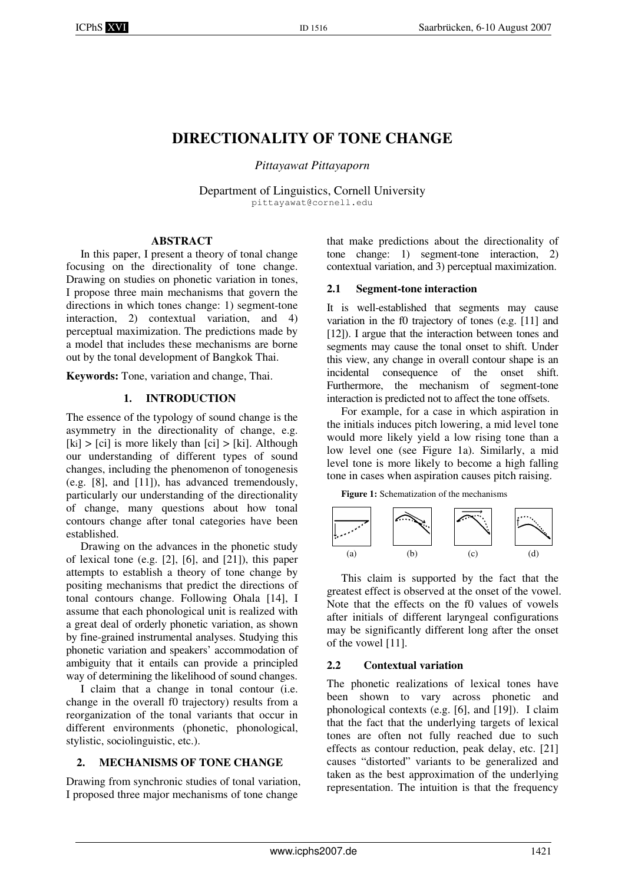# DIRECTIONALITY OF TONE CHANGE

*Pittayawat Pittayaporn*

Department of Linguistics, Cornell University
pittayawat@cornell.edu

## ABSTRACT

In this paper, I present a theory of tonal change focusing on the directionality of tone change. Drawing on studies on phonetic variation in tones, I propose three main mechanisms that govern the directions in which tones change: 1) segment-tone interaction, 2) contextual variation, and 4) perceptual maximization. The predictions made by a model that includes these mechanisms are borne out by the tonal development of Bangkok Thai.

**Keywords:** Tone, variation and change, Thai.

## 1. INTRODUCTION

The essence of the typology of sound change is the asymmetry in the directionality of change, e.g. [ki] > [ci] is more likely than [ci] > [ki]. Although our understanding of different types of sound changes, including the phenomenon of tonogenesis (e.g. [8], and [11]), has advanced tremendously, particularly our understanding of the directionality of change, many questions about how tonal contours change after tonal categories have been established.

Drawing on the advances in the phonetic study of lexical tone (e.g. [2], [6], and [21]), this paper attempts to establish a theory of tone change by positing mechanisms that predict the directions of tonal contours change. Following Ohala [14], I assume that each phonological unit is realized with a great deal of orderly phonetic variation, as shown by fine-grained instrumental analyses. Studying this phonetic variation and speakers' accommodation of ambiguity that it entails can provide a principled way of determining the likelihood of sound changes.

I claim that a change in tonal contour (i.e. change in the overall f0 trajectory) results from a reorganization of the tonal variants that occur in different environments (phonetic, phonological, stylistic, sociolinguistic, etc.).

## 2. MECHANISMS OF TONE CHANGE

Drawing from synchronic studies of tonal variation, I proposed three major mechanisms of tone change that make predictions about the directionality of tone change: 1) segment-tone interaction, 2) contextual variation, and 3) perceptual maximization.

### 2.1 Segment-tone interaction

It is well-established that segments may cause variation in the f0 trajectory of tones (e.g. [11] and [12]). I argue that the interaction between tones and segments may cause the tonal onset to shift. Under this view, any change in overall contour shape is an incidental consequence of the onset shift. Furthermore, the mechanism of segment-tone interaction is predicted not to affect the tone offsets.

For example, for a case in which aspiration in the initials induces pitch lowering, a mid level tone would more likely yield a low rising tone than a low level one (see Figure 1a). Similarly, a mid level tone is more likely to become a high falling tone in cases when aspiration causes pitch raising.

**Figure 1:** Schematization of the mechanisms

(a) (b) (c) (d)

This claim is supported by the fact that the greatest effect is observed at the onset of the vowel. Note that the effects on the f0 values of vowels after initials of different laryngeal configurations may be significantly different long after the onset of the vowel [11].

### 2.2 Contextual variation

The phonetic realizations of lexical tones have been shown to vary across phonetic and phonological contexts (e.g. [6], and [19]). I claim that the fact that the underlying targets of lexical tones are often not fully reached due to such effects as contour reduction, peak delay, etc. [21] causes "distorted" variants to be generalized and taken as the best approximation of the underlying representation. The intuition is that the frequency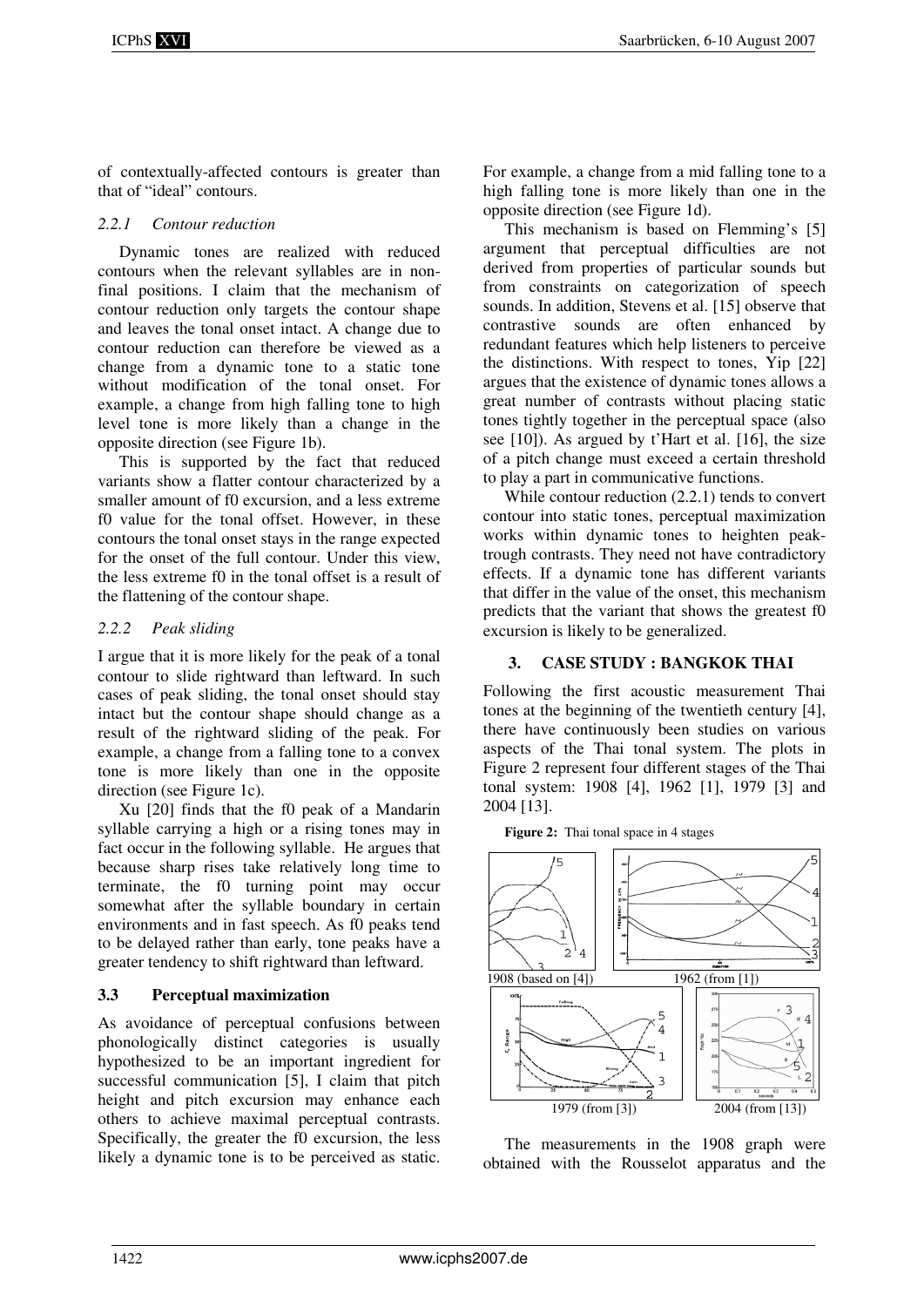of contextually-affected contours is greater than that of "ideal" contours.

#### *2.2.1 Contour reduction*

Dynamic tones are realized with reduced contours when the relevant syllables are in non-final positions. I claim that the mechanism of contour reduction only targets the contour shape and leaves the tonal onset intact. A change due to contour reduction can therefore be viewed as a change from a dynamic tone to a static tone without modification of the tonal onset. For example, a change from high falling tone to high level tone is more likely than a change in the opposite direction (see Figure 1b).

This is supported by the fact that reduced variants show a flatter contour characterized by a smaller amount of f0 excursion, and a less extreme f0 value for the tonal offset. However, in these contours the tonal onset stays in the range expected for the onset of the full contour. Under this view, the less extreme f0 in the tonal offset is a result of the flattening of the contour shape.

#### *2.2.2 Peak sliding*

I argue that it is more likely for the peak of a tonal contour to slide rightward than leftward. In such cases of peak sliding, the tonal onset should stay intact but the contour shape should change as a result of the rightward sliding of the peak. For example, a change from a falling tone to a convex tone is more likely than one in the opposite direction (see Figure 1c).

Xu [20] finds that the f0 peak of a Mandarin syllable carrying a high or a rising tones may in fact occur in the following syllable. He argues that because sharp rises take relatively long time to terminate, the f0 turning point may occur somewhat after the syllable boundary in certain environments and in fast speech. As f0 peaks tend to be delayed rather than early, tone peaks have a greater tendency to shift rightward than leftward.

### 3.3 Perceptual maximization

As avoidance of perceptual confusions between phonologically distinct categories is usually hypothesized to be an important ingredient for successful communication [5], I claim that pitch height and pitch excursion may enhance each others to achieve maximal perceptual contrasts. Specifically, the greater the f0 excursion, the less likely a dynamic tone is to be perceived as static. For example, a change from a mid falling tone to a high falling tone is more likely than one in the opposite direction (see Figure 1d).

This mechanism is based on Flemming's [5] argument that perceptual difficulties are not derived from properties of particular sounds but from constraints on categorization of speech sounds. In addition, Stevens et al. [15] observe that contrastive sounds are often enhanced by redundant features which help listeners to perceive the distinctions. With respect to tones, Yip [22] argues that the existence of dynamic tones allows a great number of contrasts without placing static tones tightly together in the perceptual space (also see [10]). As argued by t'Hart et al. [16], the size of a pitch change must exceed a certain threshold to play a part in communicative functions.

While contour reduction (2.2.1) tends to convert contour into static tones, perceptual maximization works within dynamic tones to heighten peak-trough contrasts. They need not have contradictory effects. If a dynamic tone has different variants that differ in the value of the onset, this mechanism predicts that the variant that shows the greatest f0 excursion is likely to be generalized.

## 3. CASE STUDY : BANGKOK THAI

Following the first acoustic measurement Thai tones at the beginning of the twentieth century [4], there have continuously been studies on various aspects of the Thai tonal system. The plots in Figure 2 represent four different stages of the Thai tonal system: 1908 [4], 1962 [1], 1979 [3] and 2004 [13].

**Figure 2:** Thai tonal space in 4 stages

1908 (based on [4]) 1962 (from [1])

1979 (from [3]) 2004 (from [13])

The measurements in the 1908 graph were obtained with the Rousselot apparatus and the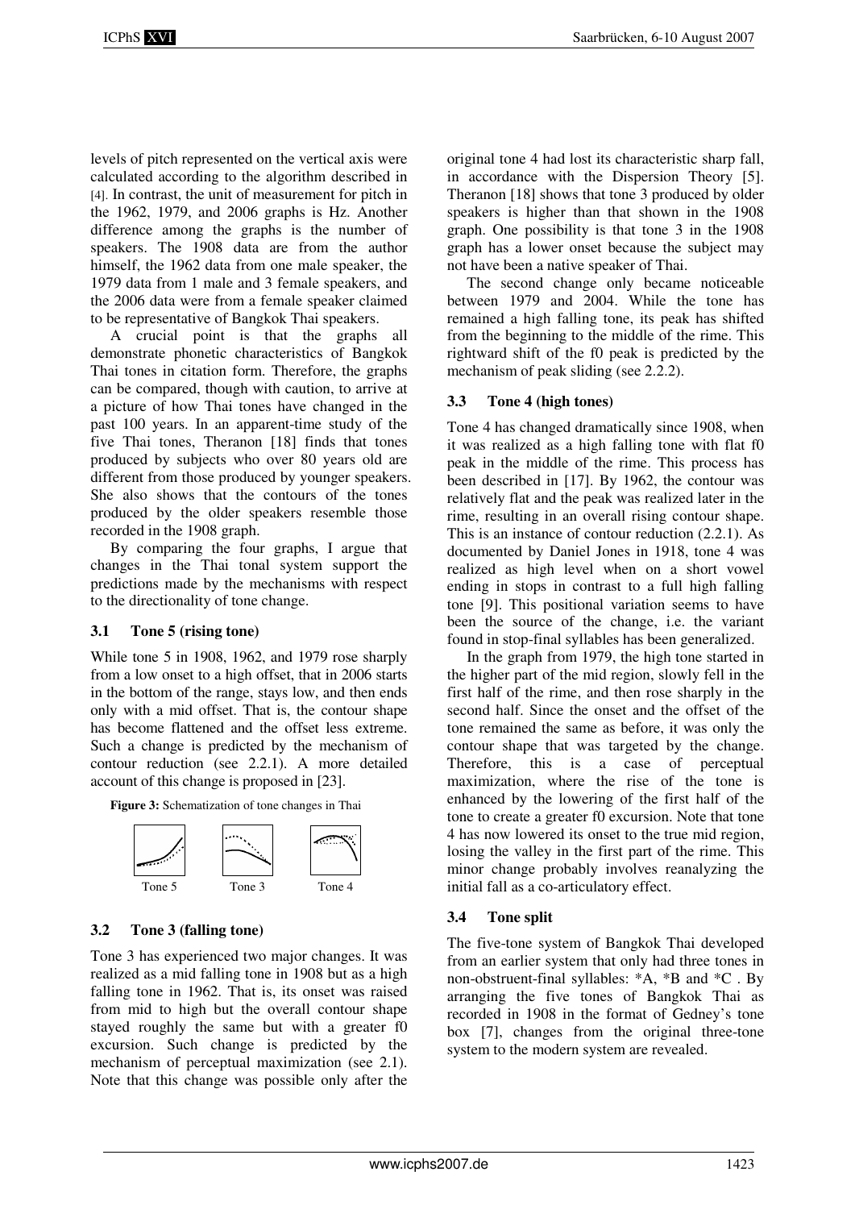levels of pitch represented on the vertical axis were calculated according to the algorithm described in [4]. In contrast, the unit of measurement for pitch in the 1962, 1979, and 2006 graphs is Hz. Another difference among the graphs is the number of speakers. The 1908 data are from the author himself, the 1962 data from one male speaker, the 1979 data from 1 male and 3 female speakers, and the 2006 data were from a female speaker claimed to be representative of Bangkok Thai speakers.

A crucial point is that the graphs all demonstrate phonetic characteristics of Bangkok Thai tones in citation form. Therefore, the graphs can be compared, though with caution, to arrive at a picture of how Thai tones have changed in the past 100 years. In an apparent-time study of the five Thai tones, Theranon [18] finds that tones produced by subjects who over 80 years old are different from those produced by younger speakers. She also shows that the contours of the tones produced by the older speakers resemble those recorded in the 1908 graph.

By comparing the four graphs, I argue that changes in the Thai tonal system support the predictions made by the mechanisms with respect to the directionality of tone change.

### 3.1 Tone 5 (rising tone)

While tone 5 in 1908, 1962, and 1979 rose sharply from a low onset to a high offset, that in 2006 starts in the bottom of the range, stays low, and then ends only with a mid offset. That is, the contour shape has become flattened and the offset less extreme. Such a change is predicted by the mechanism of contour reduction (see 2.2.1). A more detailed account of this change is proposed in [23].

**Figure 3:** Schematization of tone changes in Thai

Tone 5 Tone 3 Tone 4

### 3.2 Tone 3 (falling tone)

Tone 3 has experienced two major changes. It was realized as a mid falling tone in 1908 but as a high falling tone in 1962. That is, its onset was raised from mid to high but the overall contour shape stayed roughly the same but with a greater f0 excursion. Such change is predicted by the mechanism of perceptual maximization (see 2.1). Note that this change was possible only after the original tone 4 had lost its characteristic sharp fall, in accordance with the Dispersion Theory [5]. Theranon [18] shows that tone 3 produced by older speakers is higher than that shown in the 1908 graph. One possibility is that tone 3 in the 1908 graph has a lower onset because the subject may not have been a native speaker of Thai.

The second change only became noticeable between 1979 and 2004. While the tone has remained a high falling tone, its peak has shifted from the beginning to the middle of the rime. This rightward shift of the f0 peak is predicted by the mechanism of peak sliding (see 2.2.2).

### 3.3 Tone 4 (high tones)

Tone 4 has changed dramatically since 1908, when it was realized as a high falling tone with flat f0 peak in the middle of the rime. This process has been described in [17]. By 1962, the contour was relatively flat and the peak was realized later in the rime, resulting in an overall rising contour shape. This is an instance of contour reduction (2.2.1). As documented by Daniel Jones in 1918, tone 4 was realized as high level when on a short vowel ending in stops in contrast to a full high falling tone [9]. This positional variation seems to have been the source of the change, i.e. the variant found in stop-final syllables has been generalized.

In the graph from 1979, the high tone started in the higher part of the mid region, slowly fell in the first half of the rime, and then rose sharply in the second half. Since the onset and the offset of the tone remained the same as before, it was only the contour shape that was targeted by the change. Therefore, this is a case of perceptual maximization, where the rise of the tone is enhanced by the lowering of the first half of the tone to create a greater f0 excursion. Note that tone 4 has now lowered its onset to the true mid region, losing the valley in the first part of the rime. This minor change probably involves reanalyzing the initial fall as a co-articulatory effect.

### 3.4 Tone split

The five-tone system of Bangkok Thai developed from an earlier system that only had three tones in non-obstruent-final syllables: *A, *B and *C . By arranging the five tones of Bangkok Thai as recorded in 1908 in the format of Gedney's tone box [7], changes from the original three-tone system to the modern system are revealed.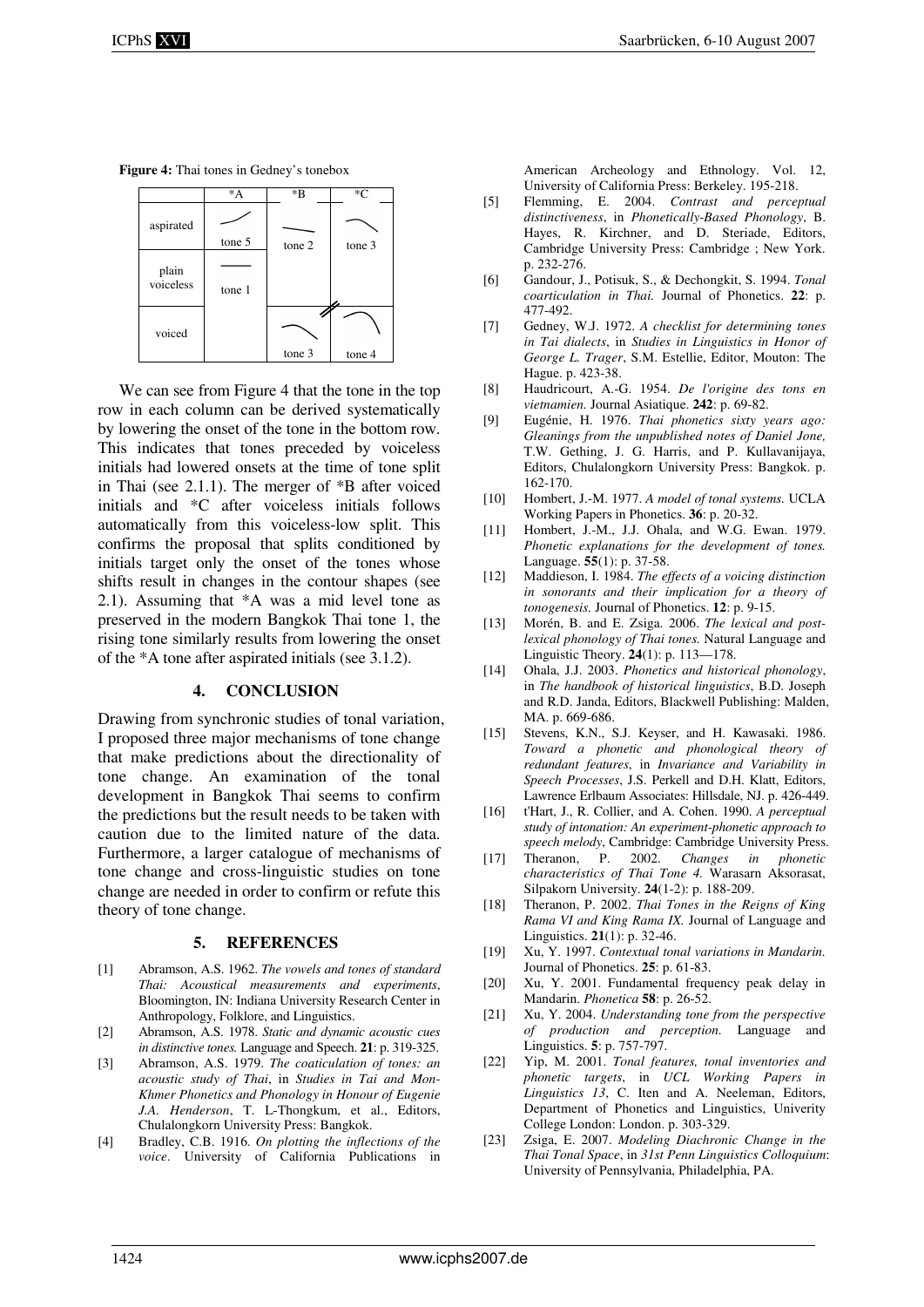**Figure 4:** Thai tones in Gedney's tonebox

| | *A | *B | *C |
|---|---|---|---|
| aspirated | tone 5 | tone 2 | tone 3 |
| plain voiceless | tone 1 | | |
| voiced | | tone 3 | tone 4 |

We can see from Figure 4 that the tone in the top row in each column can be derived systematically by lowering the onset of the tone in the bottom row. This indicates that tones preceded by voiceless initials had lowered onsets at the time of tone split in Thai (see 2.1.1). The merger of *B after voiced initials and *C after voiceless initials follows automatically from this voiceless-low split. This confirms the proposal that splits conditioned by initials target only the onset of the tones whose shifts result in changes in the contour shapes (see 2.1). Assuming that *A was a mid level tone as preserved in the modern Bangkok Thai tone 1, the rising tone similarly results from lowering the onset of the *A tone after aspirated initials (see 3.1.2).

## 4. CONCLUSION

Drawing from synchronic studies of tonal variation, I proposed three major mechanisms of tone change that make predictions about the directionality of tone change. An examination of the tonal development in Bangkok Thai seems to confirm the predictions but the result needs to be taken with caution due to the limited nature of the data. Furthermore, a larger catalogue of mechanisms of tone change and cross-linguistic studies on tone change are needed in order to confirm or refute this theory of tone change.

## 5. REFERENCES

[1] Abramson, A.S. 1962. *The vowels and tones of standard Thai: Acoustical measurements and experiments*, Bloomington, IN: Indiana University Research Center in Anthropology, Folklore, and Linguistics.

[2] Abramson, A.S. 1978. *Static and dynamic acoustic cues in distinctive tones.* Language and Speech. **21**: p. 319-325.

[3] Abramson, A.S. 1979. *The coaticulation of tones: an acoustic study of Thai*, in *Studies in Tai and Mon-Khmer Phonetics and Phonology in Honour of Eugenie J.A. Henderson*, T. L-Thongkum, et al., Editors, Chulalongkorn University Press: Bangkok.

[4] Bradley, C.B. 1916. *On plotting the inflections of the voice*. University of California Publications in American Archeology and Ethnology. Vol. 12, University of California Press: Berkeley. 195-218.

[5] Flemming, E. 2004. *Contrast and perceptual distinctiveness*, in *Phonetically-Based Phonology*, B. Hayes, R. Kirchner, and D. Steriade, Editors, Cambridge University Press: Cambridge ; New York. p. 232-276.

[6] Gandour, J., Potisuk, S., & Dechongkit, S. 1994. *Tonal coarticulation in Thai.* Journal of Phonetics. **22**: p. 477-492.

[7] Gedney, W.J. 1972. *A checklist for determining tones in Tai dialects*, in *Studies in Linguistics in Honor of George L. Trager*, S.M. Estellie, Editor, Mouton: The Hague. p. 423-38.

[8] Haudricourt, A.-G. 1954. *De l'origine des tons en vietnamien.* Journal Asiatique. **242**: p. 69-82.

[9] Eugénie, H. 1976. *Thai phonetics sixty years ago: Gleanings from the unpublished notes of Daniel Jone,* T.W. Gething, J. G. Harris, and P. Kullavanijaya, Editors, Chulalongkorn University Press: Bangkok. p. 162-170.

[10] Hombert, J.-M. 1977. *A model of tonal systems.* UCLA Working Papers in Phonetics. **36**: p. 20-32.

[11] Hombert, J.-M., J.J. Ohala, and W.G. Ewan. 1979. *Phonetic explanations for the development of tones.* Language. **55**(1): p. 37-58.

[12] Maddieson, I. 1984. *The effects of a voicing distinction in sonorants and their implication for a theory of tonogenesis.* Journal of Phonetics. **12**: p. 9-15.

[13] Morén, B. and E. Zsiga. 2006. *The lexical and post-lexical phonology of Thai tones.* Natural Language and Linguistic Theory. **24**(1): p. 113—178.

[14] Ohala, J.J. 2003. *Phonetics and historical phonology*, in *The handbook of historical linguistics*, B.D. Joseph and R.D. Janda, Editors, Blackwell Publishing: Malden, MA. p. 669-686.

[15] Stevens, K.N., S.J. Keyser, and H. Kawasaki. 1986. *Toward a phonetic and phonological theory of redundant features*, in *Invariance and Variability in Speech Processes*, J.S. Perkell and D.H. Klatt, Editors, Lawrence Erlbaum Associates: Hillsdale, NJ. p. 426-449.

[16] t'Hart, J., R. Collier, and A. Cohen. 1990. *A perceptual study of intonation: An experiment-phonetic approach to speech melody*, Cambridge: Cambridge University Press.

[17] Theranon, P. 2002. *Changes in phonetic characteristics of Thai Tone 4.* Warasarn Aksorasat, Silpakorn University. **24**(1-2): p. 188-209.

[18] Theranon, P. 2002. *Thai Tones in the Reigns of King Rama VI and King Rama IX.* Journal of Language and Linguistics. **21**(1): p. 32-46.

[19] Xu, Y. 1997. *Contextual tonal variations in Mandarin.* Journal of Phonetics. **25**: p. 61-83.

[20] Xu, Y. 2001. Fundamental frequency peak delay in Mandarin. *Phonetica* **58**: p. 26-52.

[21] Xu, Y. 2004. *Understanding tone from the perspective of production and perception.* Language and Linguistics. **5**: p. 757-797.

[22] Yip, M. 2001. *Tonal features, tonal inventories and phonetic targets*, in *UCL Working Papers in Linguistics 13*, C. Iten and A. Neeleman, Editors, Department of Phonetics and Linguistics, Univerity College London: London. p. 303-329.

[23] Zsiga, E. 2007. *Modeling Diachronic Change in the Thai Tonal Space*, in *31st Penn Linguistics Colloquium*: University of Pennsylvania, Philadelphia, PA.